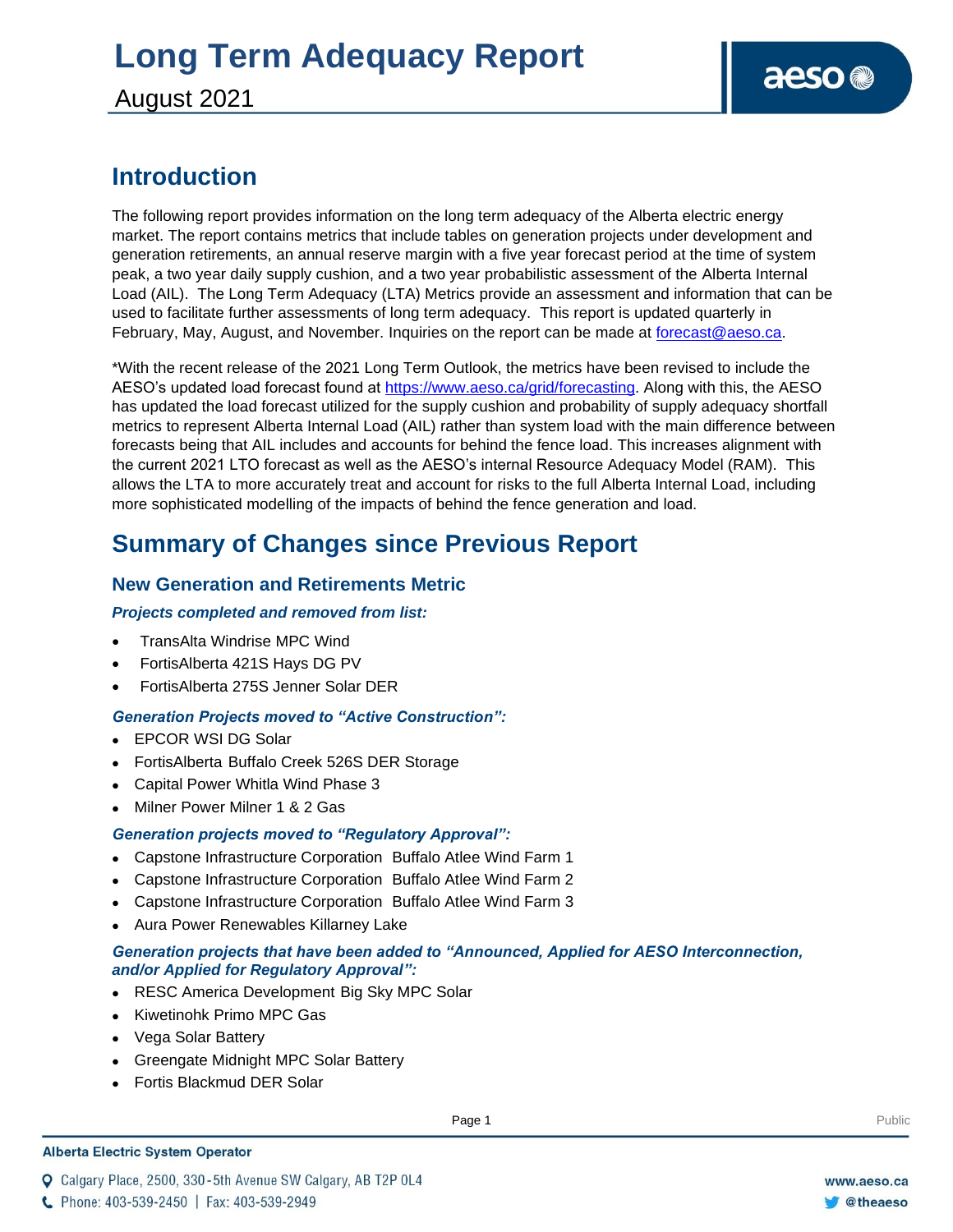# Long Term Adequacy Report

August 2021

## Introduction

The following report provides information on the long term adequacy of the Alberta electric energy market. The report contains metrics that include tables on generation projects under development and generation retirements, an annual reserve margin with a five year forecast period at the time of system peak, a two year daily supply cushion, and a two year probabilistic assessment of the Alberta Internal Load (AIL). The Long Term Adequacy (LTA) Metrics provide an assessment and information that can be used to facilitate further assessments of long term adequacy. This report is updated quarterly in February, May, August, and November. Inquiries on the report can be made at forecast@aeso.ca.

*With the recent release of the 2021 Long Term Outlook, the metrics have been revised to include the AESO's updated load forecast found at https://www.aeso.ca/grid/forecasting. Along with this, the AESO has updated the load forecast utilized for the supply cushion and probability of supply adequacy shortfall metrics to represent Alberta Internal Load (AIL) rather than system load with the main difference between forecasts being that AIL includes and accounts for behind the fence load. This increases alignment with the current 2021 LTO forecast as well as the AESO's internal Resource Adequacy Model (RAM). This allows the LTA to more accurately treat and account for risks to the full Alberta Internal Load, including more sophisticated modelling of the impacts of behind the fence generation and load.

## Summary of Changes since Previous Report

### New Generation and Retirements Metric

***Projects completed and removed from list:***

- TransAlta Windrise MPC Wind
- FortisAlberta 421S Hays DG PV
- FortisAlberta 275S Jenner Solar DER

***Generation Projects moved to "Active Construction":***

- EPCOR WSI DG Solar
- FortisAlberta Buffalo Creek 526S DER Storage
- Capital Power Whitla Wind Phase 3
- Milner Power Milner 1 & 2 Gas

***Generation projects moved to "Regulatory Approval":***

- Capstone Infrastructure Corporation Buffalo Atlee Wind Farm 1
- Capstone Infrastructure Corporation Buffalo Atlee Wind Farm 2
- Capstone Infrastructure Corporation Buffalo Atlee Wind Farm 3
- Aura Power Renewables Killarney Lake

***Generation projects that have been added to "Announced, Applied for AESO Interconnection, and/or Applied for Regulatory Approval":***

- RESC America Development Big Sky MPC Solar
- Kiwetinohk Primo MPC Gas
- Vega Solar Battery
- Greengate Midnight MPC Solar Battery
- Fortis Blackmud DER Solar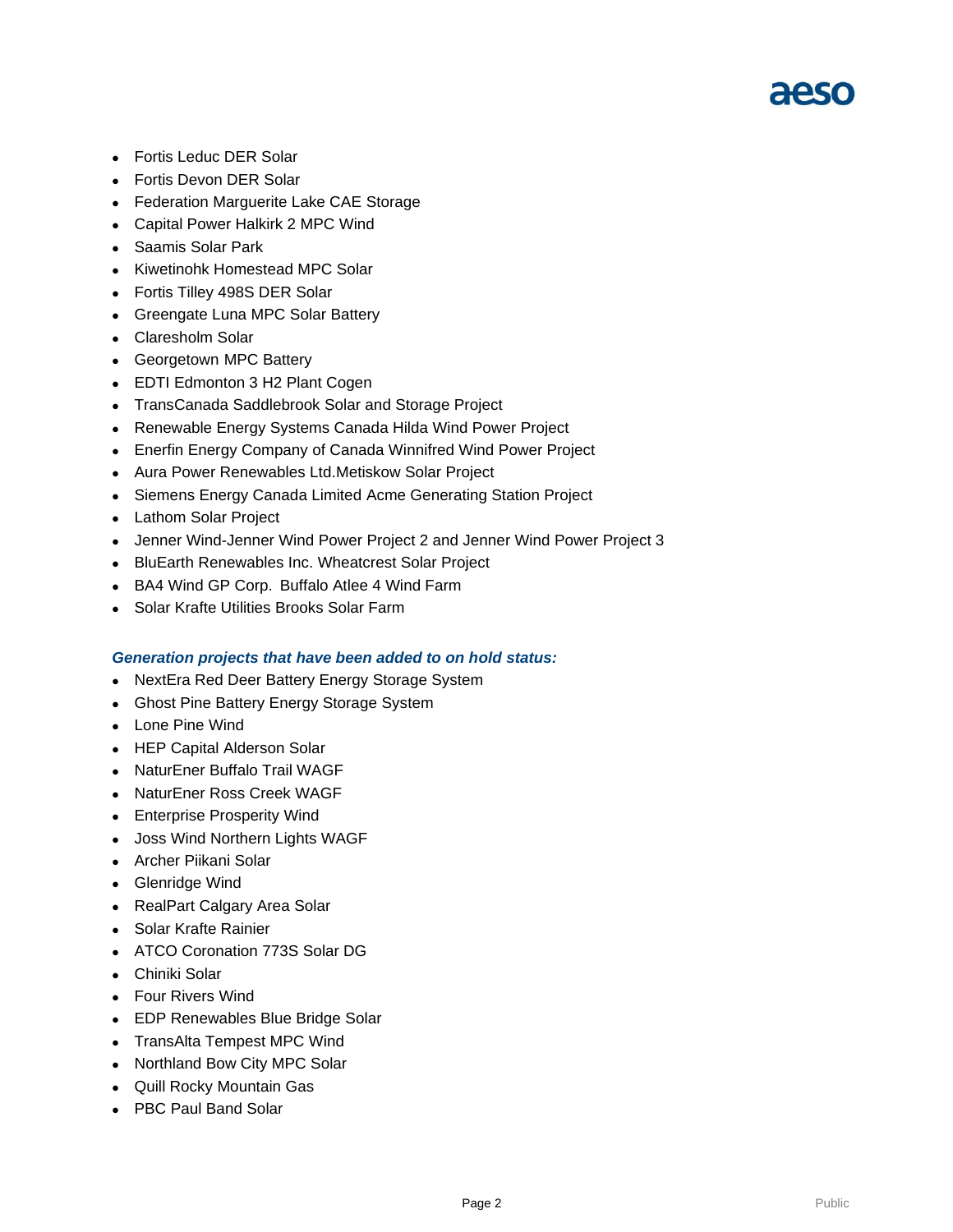- Fortis Leduc DER Solar
- Fortis Devon DER Solar
- Federation Marguerite Lake CAE Storage
- Capital Power Halkirk 2 MPC Wind
- Saamis Solar Park
- Kiwetinohk Homestead MPC Solar
- Fortis Tilley 498S DER Solar
- Greengate Luna MPC Solar Battery
- Claresholm Solar
- Georgetown MPC Battery
- EDTI Edmonton 3 H2 Plant Cogen
- TransCanada Saddlebrook Solar and Storage Project
- Renewable Energy Systems Canada Hilda Wind Power Project
- Enerfin Energy Company of Canada Winnifred Wind Power Project
- Aura Power Renewables Ltd.Metiskow Solar Project
- Siemens Energy Canada Limited Acme Generating Station Project
- Lathom Solar Project
- Jenner Wind-Jenner Wind Power Project 2 and Jenner Wind Power Project 3
- BluEarth Renewables Inc. Wheatcrest Solar Project
- BA4 Wind GP Corp.  Buffalo Atlee 4 Wind Farm
- Solar Krafte Utilities Brooks Solar Farm

***Generation projects that have been added to on hold status:***

- NextEra Red Deer Battery Energy Storage System
- Ghost Pine Battery Energy Storage System
- Lone Pine Wind
- HEP Capital Alderson Solar
- NaturEner Buffalo Trail WAGF
- NaturEner Ross Creek WAGF
- Enterprise Prosperity Wind
- Joss Wind Northern Lights WAGF
- Archer Piikani Solar
- Glenridge Wind
- RealPart Calgary Area Solar
- Solar Krafte Rainier
- ATCO Coronation 773S Solar DG
- Chiniki Solar
- Four Rivers Wind
- EDP Renewables Blue Bridge Solar
- TransAlta Tempest MPC Wind
- Northland Bow City MPC Solar
- Quill Rocky Mountain Gas
- PBC Paul Band Solar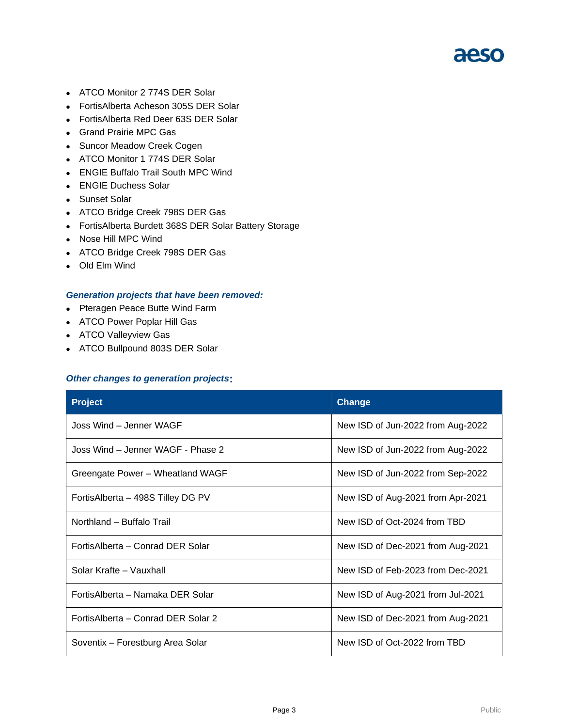- ATCO Monitor 2 774S DER Solar
- FortisAlberta Acheson 305S DER Solar
- FortisAlberta Red Deer 63S DER Solar
- Grand Prairie MPC Gas
- Suncor Meadow Creek Cogen
- ATCO Monitor 1 774S DER Solar
- ENGIE Buffalo Trail South MPC Wind
- ENGIE Duchess Solar
- Sunset Solar
- ATCO Bridge Creek 798S DER Gas
- FortisAlberta Burdett 368S DER Solar Battery Storage
- Nose Hill MPC Wind
- ATCO Bridge Creek 798S DER Gas
- Old Elm Wind

***Generation projects that have been removed:***

- Pteragen Peace Butte Wind Farm
- ATCO Power Poplar Hill Gas
- ATCO Valleyview Gas
- ATCO Bullpound 803S DER Solar

***Other changes to generation projects:***

| Project | Change |
|---|---|
| Joss Wind – Jenner WAGF | New ISD of Jun-2022 from Aug-2022 |
| Joss Wind – Jenner WAGF - Phase 2 | New ISD of Jun-2022 from Aug-2022 |
| Greengate Power – Wheatland WAGF | New ISD of Jun-2022 from Sep-2022 |
| FortisAlberta – 498S Tilley DG PV | New ISD of Aug-2021 from Apr-2021 |
| Northland – Buffalo Trail | New ISD of Oct-2024 from TBD |
| FortisAlberta – Conrad DER Solar | New ISD of Dec-2021 from Aug-2021 |
| Solar Krafte – Vauxhall | New ISD of Feb-2023 from Dec-2021 |
| FortisAlberta – Namaka DER Solar | New ISD of Aug-2021 from Jul-2021 |
| FortisAlberta – Conrad DER Solar 2 | New ISD of Dec-2021 from Aug-2021 |
| Soventix – Forestburg Area Solar | New ISD of Oct-2022 from TBD |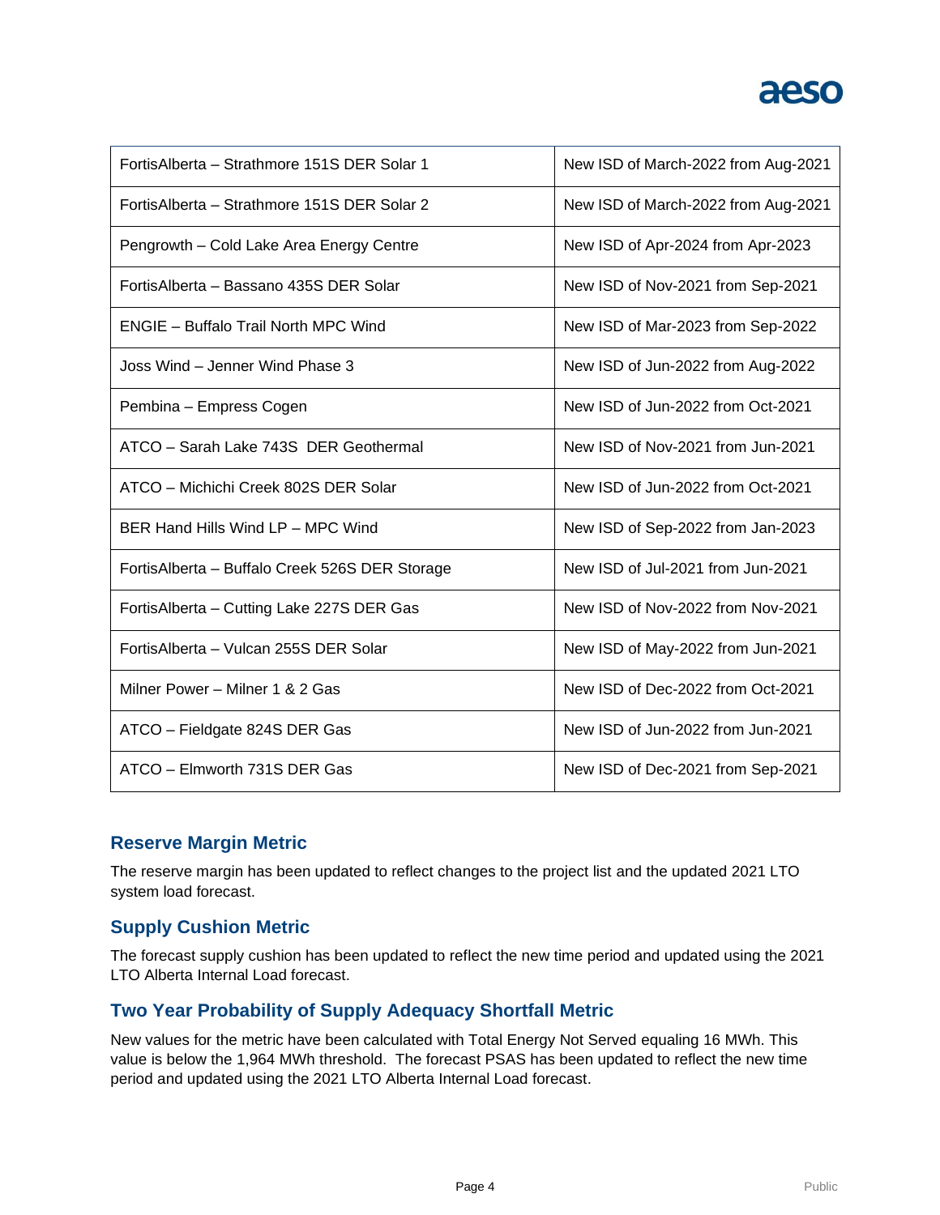| | |
|---|---|
| FortisAlberta – Strathmore 151S DER Solar 1 | New ISD of March-2022 from Aug-2021 |
| FortisAlberta – Strathmore 151S DER Solar 2 | New ISD of March-2022 from Aug-2021 |
| Pengrowth – Cold Lake Area Energy Centre | New ISD of Apr-2024 from Apr-2023 |
| FortisAlberta – Bassano 435S DER Solar | New ISD of Nov-2021 from Sep-2021 |
| ENGIE – Buffalo Trail North MPC Wind | New ISD of Mar-2023 from Sep-2022 |
| Joss Wind – Jenner Wind Phase 3 | New ISD of Jun-2022 from Aug-2022 |
| Pembina – Empress Cogen | New ISD of Jun-2022 from Oct-2021 |
| ATCO – Sarah Lake 743S DER Geothermal | New ISD of Nov-2021 from Jun-2021 |
| ATCO – Michichi Creek 802S DER Solar | New ISD of Jun-2022 from Oct-2021 |
| BER Hand Hills Wind LP – MPC Wind | New ISD of Sep-2022 from Jan-2023 |
| FortisAlberta – Buffalo Creek 526S DER Storage | New ISD of Jul-2021 from Jun-2021 |
| FortisAlberta – Cutting Lake 227S DER Gas | New ISD of Nov-2022 from Nov-2021 |
| FortisAlberta – Vulcan 255S DER Solar | New ISD of May-2022 from Jun-2021 |
| Milner Power – Milner 1 & 2 Gas | New ISD of Dec-2022 from Oct-2021 |
| ATCO – Fieldgate 824S DER Gas | New ISD of Jun-2022 from Jun-2021 |
| ATCO – Elmworth 731S DER Gas | New ISD of Dec-2021 from Sep-2021 |

## Reserve Margin Metric

The reserve margin has been updated to reflect changes to the project list and the updated 2021 LTO system load forecast.

## Supply Cushion Metric

The forecast supply cushion has been updated to reflect the new time period and updated using the 2021 LTO Alberta Internal Load forecast.

## Two Year Probability of Supply Adequacy Shortfall Metric

New values for the metric have been calculated with Total Energy Not Served equaling 16 MWh. This value is below the 1,964 MWh threshold. The forecast PSAS has been updated to reflect the new time period and updated using the 2021 LTO Alberta Internal Load forecast.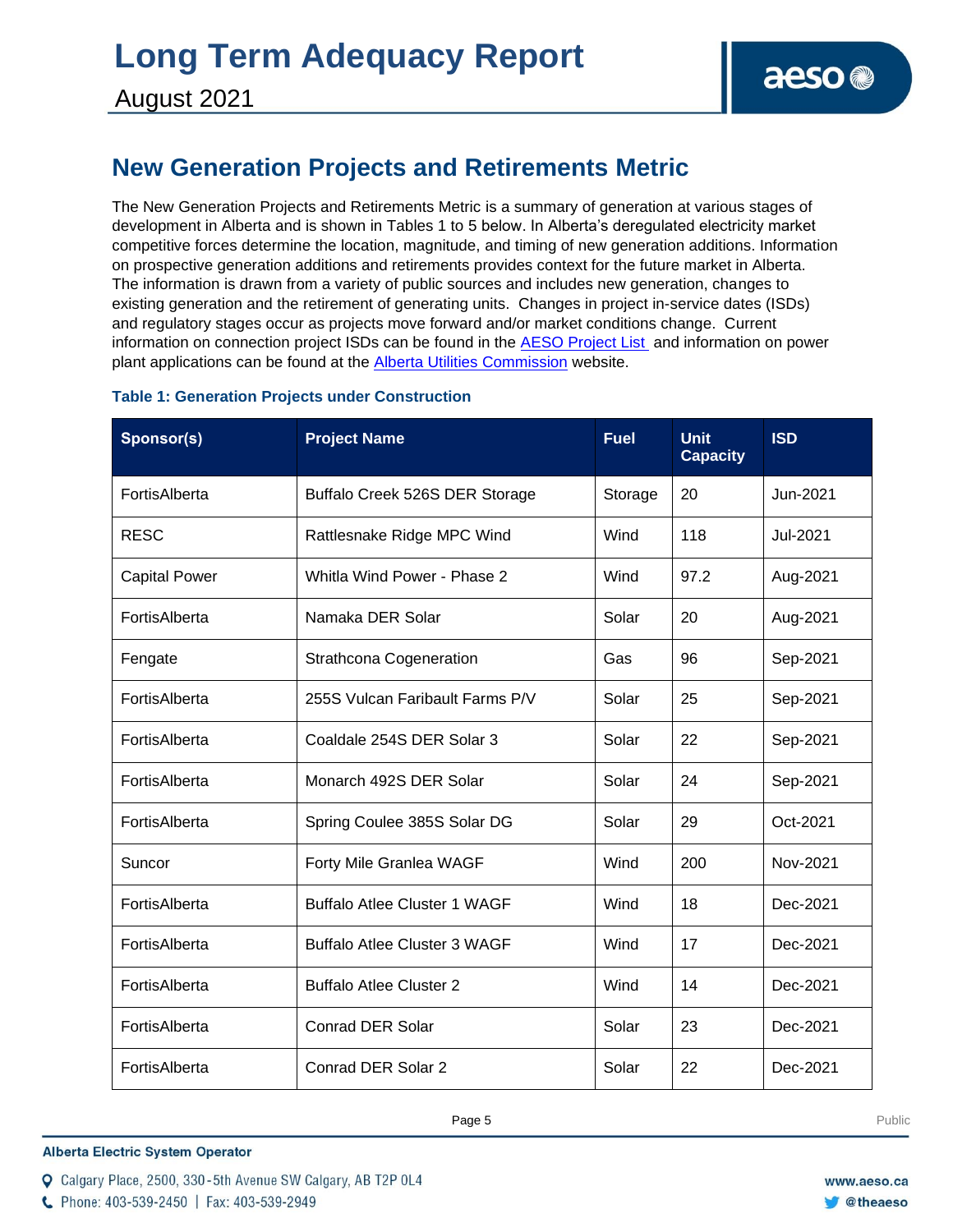## New Generation Projects and Retirements Metric

The New Generation Projects and Retirements Metric is a summary of generation at various stages of development in Alberta and is shown in Tables 1 to 5 below. In Alberta's deregulated electricity market competitive forces determine the location, magnitude, and timing of new generation additions. Information on prospective generation additions and retirements provides context for the future market in Alberta. The information is drawn from a variety of public sources and includes new generation, changes to existing generation and the retirement of generating units. Changes in project in-service dates (ISDs) and regulatory stages occur as projects move forward and/or market conditions change. Current information on connection project ISDs can be found in the [AESO Project List] and information on power plant applications can be found at the [Alberta Utilities Commission] website.

### Table 1: Generation Projects under Construction

| Sponsor(s) | Project Name | Fuel | Unit Capacity | ISD |
|---|---|---|---|---|
| FortisAlberta | Buffalo Creek 526S DER Storage | Storage | 20 | Jun-2021 |
| RESC | Rattlesnake Ridge MPC Wind | Wind | 118 | Jul-2021 |
| Capital Power | Whitla Wind Power - Phase 2 | Wind | 97.2 | Aug-2021 |
| FortisAlberta | Namaka DER Solar | Solar | 20 | Aug-2021 |
| Fengate | Strathcona Cogeneration | Gas | 96 | Sep-2021 |
| FortisAlberta | 255S Vulcan Faribault Farms P/V | Solar | 25 | Sep-2021 |
| FortisAlberta | Coaldale 254S DER Solar 3 | Solar | 22 | Sep-2021 |
| FortisAlberta | Monarch 492S DER Solar | Solar | 24 | Sep-2021 |
| FortisAlberta | Spring Coulee 385S Solar DG | Solar | 29 | Oct-2021 |
| Suncor | Forty Mile Granlea WAGF | Wind | 200 | Nov-2021 |
| FortisAlberta | Buffalo Atlee Cluster 1 WAGF | Wind | 18 | Dec-2021 |
| FortisAlberta | Buffalo Atlee Cluster 3 WAGF | Wind | 17 | Dec-2021 |
| FortisAlberta | Buffalo Atlee Cluster 2 | Wind | 14 | Dec-2021 |
| FortisAlberta | Conrad DER Solar | Solar | 23 | Dec-2021 |
| FortisAlberta | Conrad DER Solar 2 | Solar | 22 | Dec-2021 |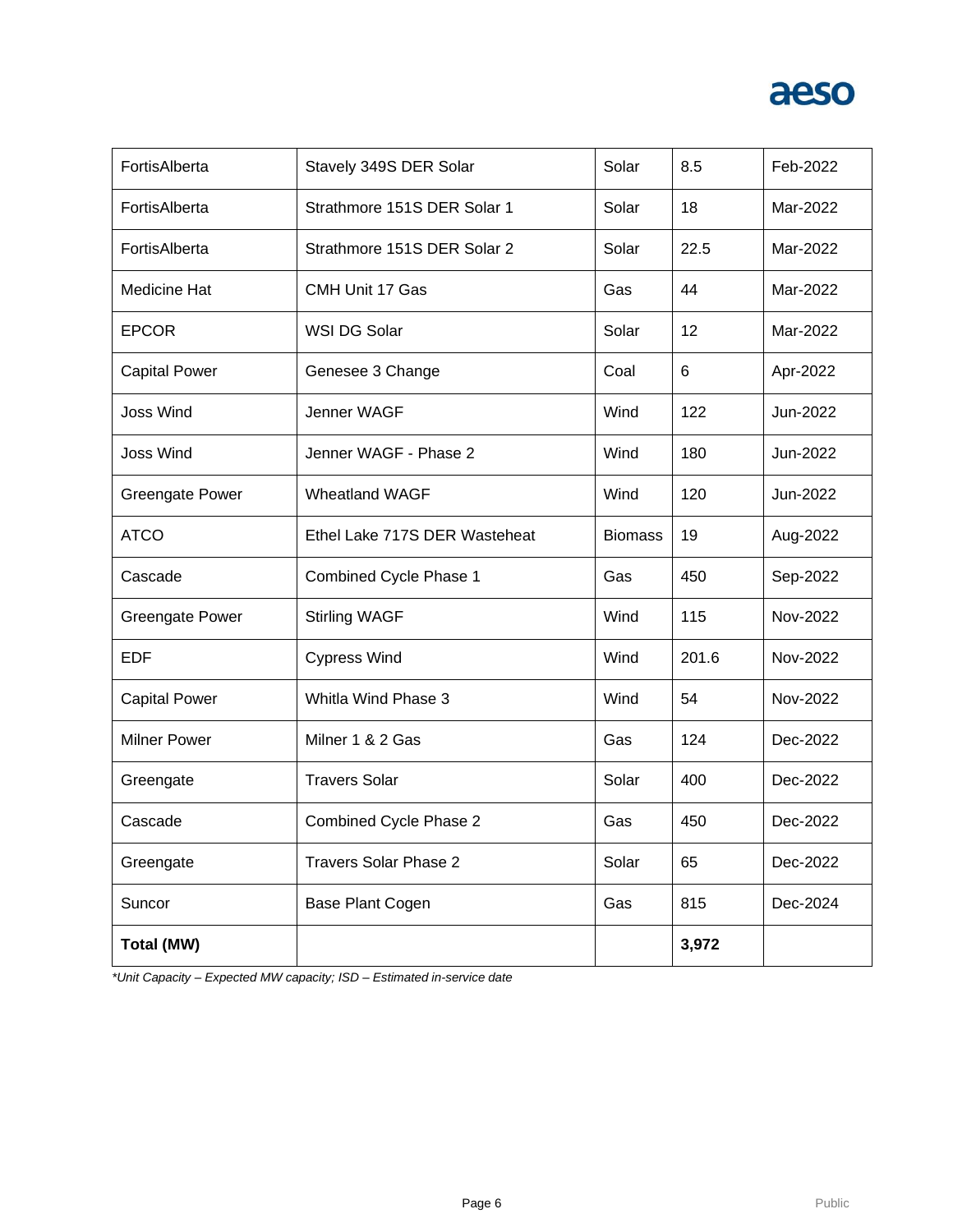| | | | | |
|---|---|---|---|---|
| FortisAlberta | Stavely 349S DER Solar | Solar | 8.5 | Feb-2022 |
| FortisAlberta | Strathmore 151S DER Solar 1 | Solar | 18 | Mar-2022 |
| FortisAlberta | Strathmore 151S DER Solar 2 | Solar | 22.5 | Mar-2022 |
| Medicine Hat | CMH Unit 17 Gas | Gas | 44 | Mar-2022 |
| EPCOR | WSI DG Solar | Solar | 12 | Mar-2022 |
| Capital Power | Genesee 3 Change | Coal | 6 | Apr-2022 |
| Joss Wind | Jenner WAGF | Wind | 122 | Jun-2022 |
| Joss Wind | Jenner WAGF - Phase 2 | Wind | 180 | Jun-2022 |
| Greengate Power | Wheatland WAGF | Wind | 120 | Jun-2022 |
| ATCO | Ethel Lake 717S DER Wasteheat | Biomass | 19 | Aug-2022 |
| Cascade | Combined Cycle Phase 1 | Gas | 450 | Sep-2022 |
| Greengate Power | Stirling WAGF | Wind | 115 | Nov-2022 |
| EDF | Cypress Wind | Wind | 201.6 | Nov-2022 |
| Capital Power | Whitla Wind Phase 3 | Wind | 54 | Nov-2022 |
| Milner Power | Milner 1 & 2 Gas | Gas | 124 | Dec-2022 |
| Greengate | Travers Solar | Solar | 400 | Dec-2022 |
| Cascade | Combined Cycle Phase 2 | Gas | 450 | Dec-2022 |
| Greengate | Travers Solar Phase 2 | Solar | 65 | Dec-2022 |
| Suncor | Base Plant Cogen | Gas | 815 | Dec-2024 |
| **Total (MW)** | | | **3,972** | |

*Unit Capacity – Expected MW capacity; ISD – Estimated in-service date*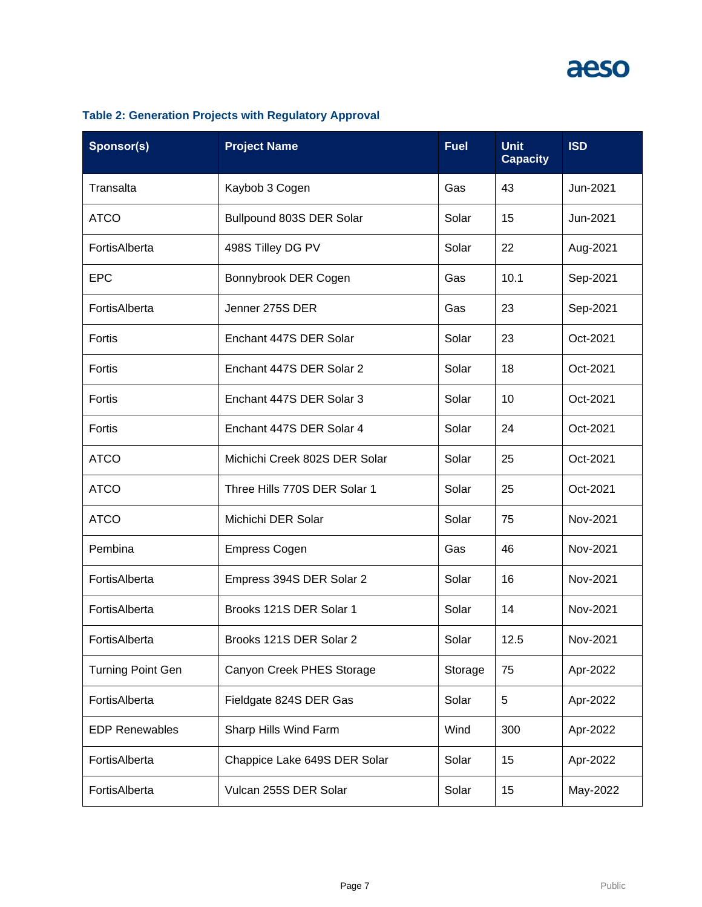**Table 2: Generation Projects with Regulatory Approval**

| Sponsor(s) | Project Name | Fuel | Unit Capacity | ISD |
|---|---|---|---|---|
| Transalta | Kaybob 3 Cogen | Gas | 43 | Jun-2021 |
| ATCO | Bullpound 803S DER Solar | Solar | 15 | Jun-2021 |
| FortisAlberta | 498S Tilley DG PV | Solar | 22 | Aug-2021 |
| EPC | Bonnybrook DER Cogen | Gas | 10.1 | Sep-2021 |
| FortisAlberta | Jenner 275S DER | Gas | 23 | Sep-2021 |
| Fortis | Enchant 447S DER Solar | Solar | 23 | Oct-2021 |
| Fortis | Enchant 447S DER Solar 2 | Solar | 18 | Oct-2021 |
| Fortis | Enchant 447S DER Solar 3 | Solar | 10 | Oct-2021 |
| Fortis | Enchant 447S DER Solar 4 | Solar | 24 | Oct-2021 |
| ATCO | Michichi Creek 802S DER Solar | Solar | 25 | Oct-2021 |
| ATCO | Three Hills 770S DER Solar 1 | Solar | 25 | Oct-2021 |
| ATCO | Michichi DER Solar | Solar | 75 | Nov-2021 |
| Pembina | Empress Cogen | Gas | 46 | Nov-2021 |
| FortisAlberta | Empress 394S DER Solar 2 | Solar | 16 | Nov-2021 |
| FortisAlberta | Brooks 121S DER Solar 1 | Solar | 14 | Nov-2021 |
| FortisAlberta | Brooks 121S DER Solar 2 | Solar | 12.5 | Nov-2021 |
| Turning Point Gen | Canyon Creek PHES Storage | Storage | 75 | Apr-2022 |
| FortisAlberta | Fieldgate 824S DER Gas | Solar | 5 | Apr-2022 |
| EDP Renewables | Sharp Hills Wind Farm | Wind | 300 | Apr-2022 |
| FortisAlberta | Chappice Lake 649S DER Solar | Solar | 15 | Apr-2022 |
| FortisAlberta | Vulcan 255S DER Solar | Solar | 15 | May-2022 |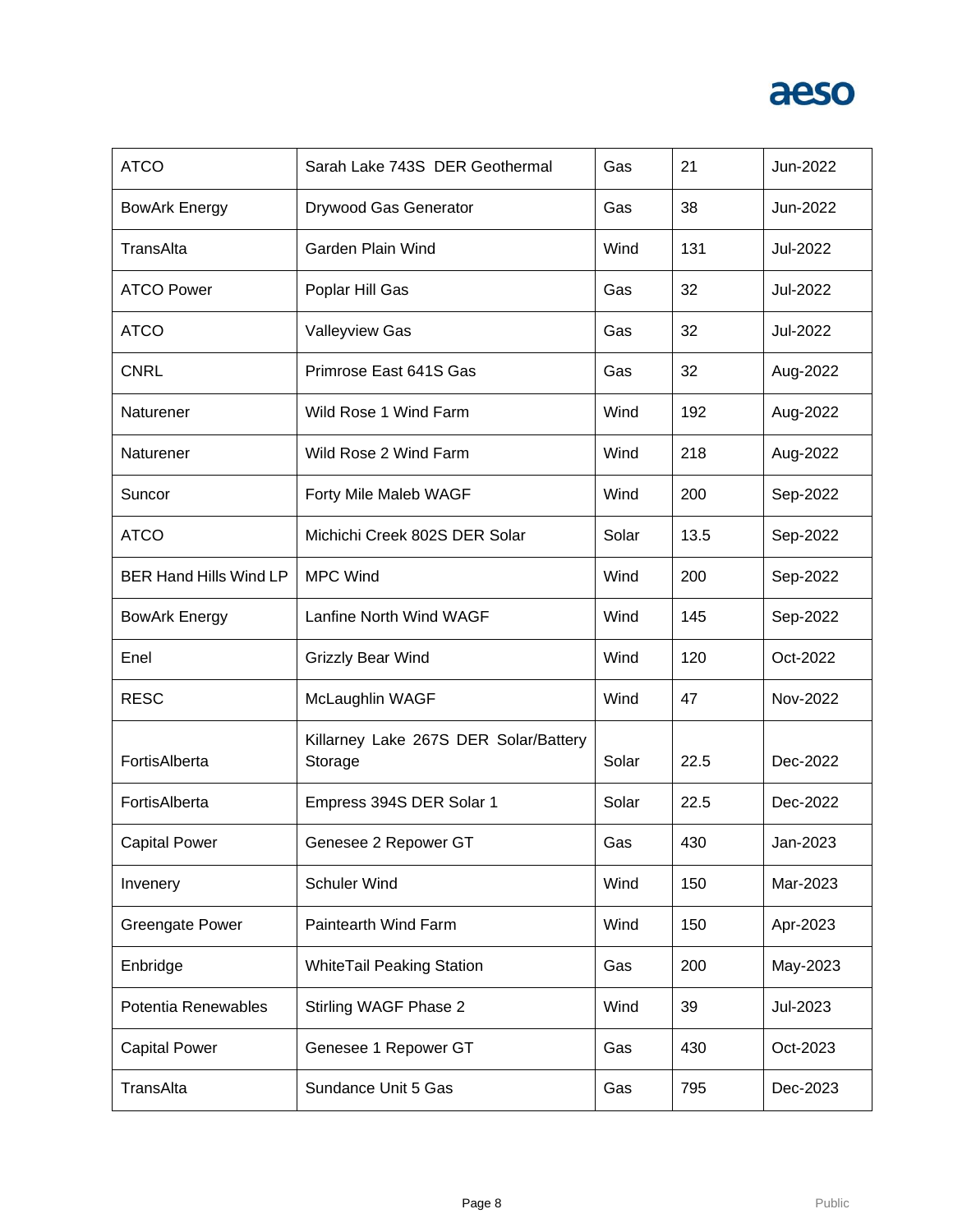| ATCO | Sarah Lake 743S DER Geothermal | Gas | 21 | Jun-2022 |
|---|---|---|---|---|
| BowArk Energy | Drywood Gas Generator | Gas | 38 | Jun-2022 |
| TransAlta | Garden Plain Wind | Wind | 131 | Jul-2022 |
| ATCO Power | Poplar Hill Gas | Gas | 32 | Jul-2022 |
| ATCO | Valleyview Gas | Gas | 32 | Jul-2022 |
| CNRL | Primrose East 641S Gas | Gas | 32 | Aug-2022 |
| Naturener | Wild Rose 1 Wind Farm | Wind | 192 | Aug-2022 |
| Naturener | Wild Rose 2 Wind Farm | Wind | 218 | Aug-2022 |
| Suncor | Forty Mile Maleb WAGF | Wind | 200 | Sep-2022 |
| ATCO | Michichi Creek 802S DER Solar | Solar | 13.5 | Sep-2022 |
| BER Hand Hills Wind LP | MPC Wind | Wind | 200 | Sep-2022 |
| BowArk Energy | Lanfine North Wind WAGF | Wind | 145 | Sep-2022 |
| Enel | Grizzly Bear Wind | Wind | 120 | Oct-2022 |
| RESC | McLaughlin WAGF | Wind | 47 | Nov-2022 |
| FortisAlberta | Killarney Lake 267S DER Solar/Battery Storage | Solar | 22.5 | Dec-2022 |
| FortisAlberta | Empress 394S DER Solar 1 | Solar | 22.5 | Dec-2022 |
| Capital Power | Genesee 2 Repower GT | Gas | 430 | Jan-2023 |
| Invenery | Schuler Wind | Wind | 150 | Mar-2023 |
| Greengate Power | Paintearth Wind Farm | Wind | 150 | Apr-2023 |
| Enbridge | WhiteTail Peaking Station | Gas | 200 | May-2023 |
| Potentia Renewables | Stirling WAGF Phase 2 | Wind | 39 | Jul-2023 |
| Capital Power | Genesee 1 Repower GT | Gas | 430 | Oct-2023 |
| TransAlta | Sundance Unit 5 Gas | Gas | 795 | Dec-2023 |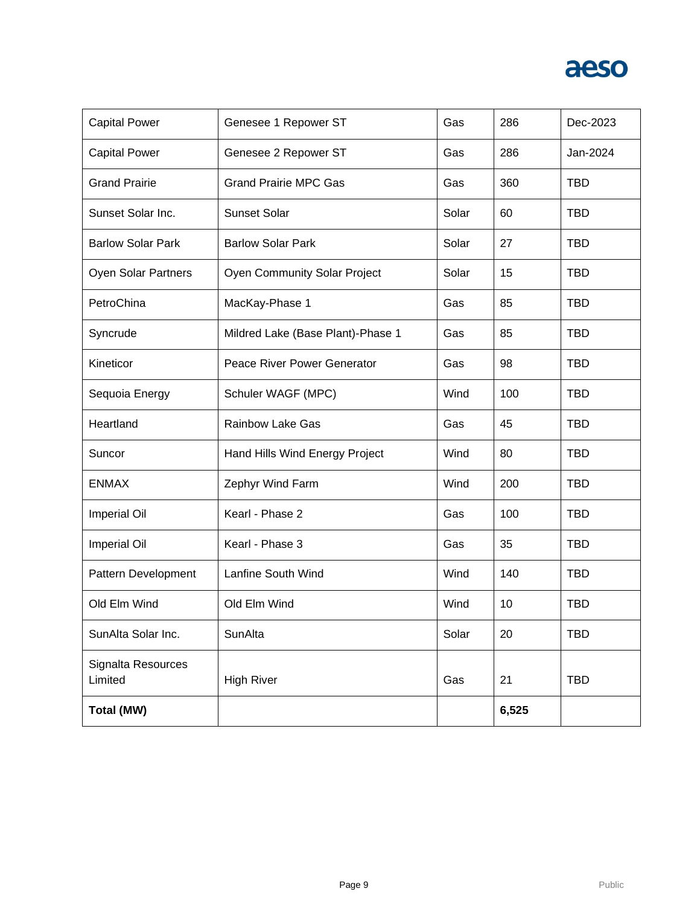| Capital Power | Genesee 1 Repower ST | Gas | 286 | Dec-2023 |
|---|---|---|---|---|
| Capital Power | Genesee 2 Repower ST | Gas | 286 | Jan-2024 |
| Grand Prairie | Grand Prairie MPC Gas | Gas | 360 | TBD |
| Sunset Solar Inc. | Sunset Solar | Solar | 60 | TBD |
| Barlow Solar Park | Barlow Solar Park | Solar | 27 | TBD |
| Oyen Solar Partners | Oyen Community Solar Project | Solar | 15 | TBD |
| PetroChina | MacKay-Phase 1 | Gas | 85 | TBD |
| Syncrude | Mildred Lake (Base Plant)-Phase 1 | Gas | 85 | TBD |
| Kineticor | Peace River Power Generator | Gas | 98 | TBD |
| Sequoia Energy | Schuler WAGF (MPC) | Wind | 100 | TBD |
| Heartland | Rainbow Lake Gas | Gas | 45 | TBD |
| Suncor | Hand Hills Wind Energy Project | Wind | 80 | TBD |
| ENMAX | Zephyr Wind Farm | Wind | 200 | TBD |
| Imperial Oil | Kearl - Phase 2 | Gas | 100 | TBD |
| Imperial Oil | Kearl - Phase 3 | Gas | 35 | TBD |
| Pattern Development | Lanfine South Wind | Wind | 140 | TBD |
| Old Elm Wind | Old Elm Wind | Wind | 10 | TBD |
| SunAlta Solar Inc. | SunAlta | Solar | 20 | TBD |
| Signalta Resources Limited | High River | Gas | 21 | TBD |
| **Total (MW)** | | | **6,525** | |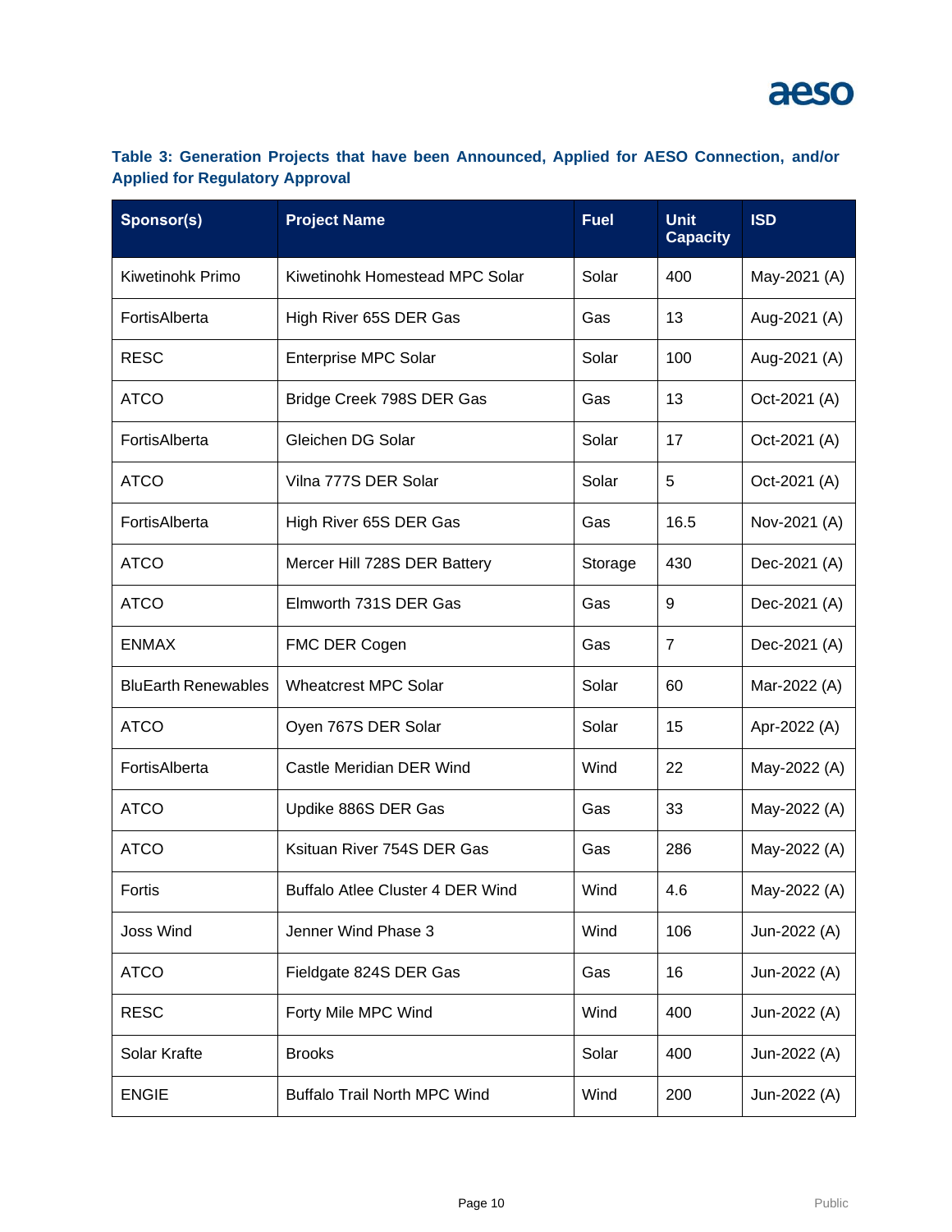**Table 3: Generation Projects that have been Announced, Applied for AESO Connection, and/or Applied for Regulatory Approval**

| Sponsor(s) | Project Name | Fuel | Unit Capacity | ISD |
|---|---|---|---|---|
| Kiwetinohk Primo | Kiwetinohk Homestead MPC Solar | Solar | 400 | May-2021 (A) |
| FortisAlberta | High River 65S DER Gas | Gas | 13 | Aug-2021 (A) |
| RESC | Enterprise MPC Solar | Solar | 100 | Aug-2021 (A) |
| ATCO | Bridge Creek 798S DER Gas | Gas | 13 | Oct-2021 (A) |
| FortisAlberta | Gleichen DG Solar | Solar | 17 | Oct-2021 (A) |
| ATCO | Vilna 777S DER Solar | Solar | 5 | Oct-2021 (A) |
| FortisAlberta | High River 65S DER Gas | Gas | 16.5 | Nov-2021 (A) |
| ATCO | Mercer Hill 728S DER Battery | Storage | 430 | Dec-2021 (A) |
| ATCO | Elmworth 731S DER Gas | Gas | 9 | Dec-2021 (A) |
| ENMAX | FMC DER Cogen | Gas | 7 | Dec-2021 (A) |
| BluEarth Renewables | Wheatcrest MPC Solar | Solar | 60 | Mar-2022 (A) |
| ATCO | Oyen 767S DER Solar | Solar | 15 | Apr-2022 (A) |
| FortisAlberta | Castle Meridian DER Wind | Wind | 22 | May-2022 (A) |
| ATCO | Updike 886S DER Gas | Gas | 33 | May-2022 (A) |
| ATCO | Ksituan River 754S DER Gas | Gas | 286 | May-2022 (A) |
| Fortis | Buffalo Atlee Cluster 4 DER Wind | Wind | 4.6 | May-2022 (A) |
| Joss Wind | Jenner Wind Phase 3 | Wind | 106 | Jun-2022 (A) |
| ATCO | Fieldgate 824S DER Gas | Gas | 16 | Jun-2022 (A) |
| RESC | Forty Mile MPC Wind | Wind | 400 | Jun-2022 (A) |
| Solar Krafte | Brooks | Solar | 400 | Jun-2022 (A) |
| ENGIE | Buffalo Trail North MPC Wind | Wind | 200 | Jun-2022 (A) |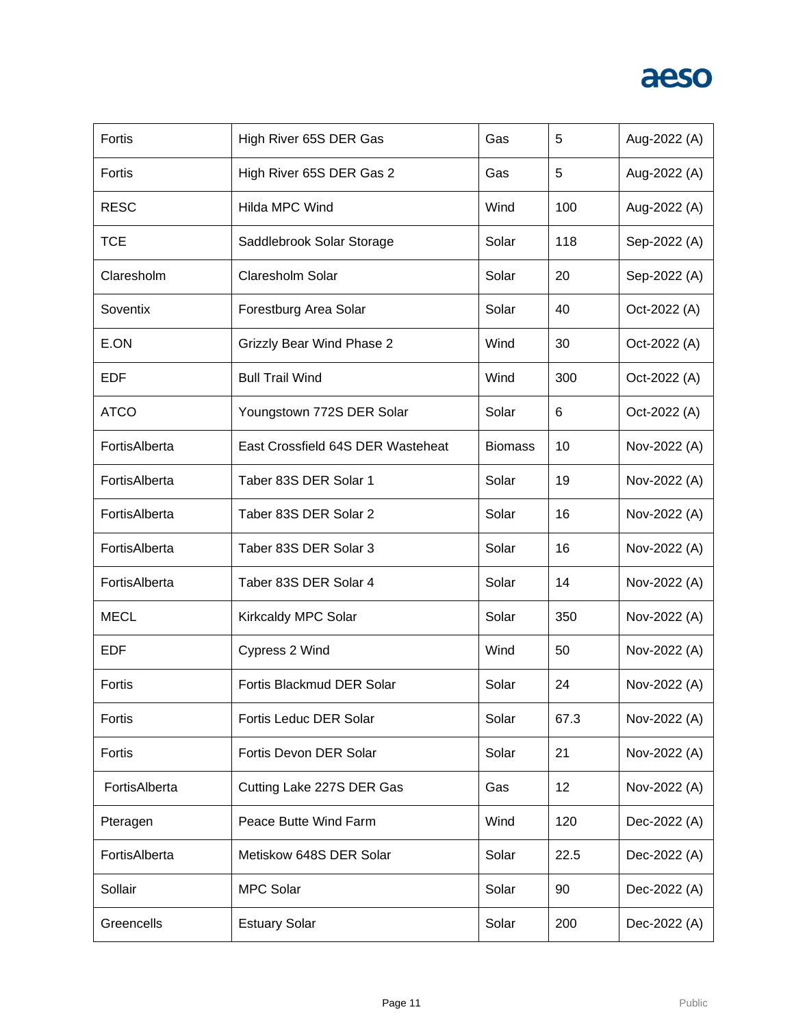| | | | | |
|---|---|---|---|---|
| Fortis | High River 65S DER Gas | Gas | 5 | Aug-2022 (A) |
| Fortis | High River 65S DER Gas 2 | Gas | 5 | Aug-2022 (A) |
| RESC | Hilda MPC Wind | Wind | 100 | Aug-2022 (A) |
| TCE | Saddlebrook Solar Storage | Solar | 118 | Sep-2022 (A) |
| Claresholm | Claresholm Solar | Solar | 20 | Sep-2022 (A) |
| Soventix | Forestburg Area Solar | Solar | 40 | Oct-2022 (A) |
| E.ON | Grizzly Bear Wind Phase 2 | Wind | 30 | Oct-2022 (A) |
| EDF | Bull Trail Wind | Wind | 300 | Oct-2022 (A) |
| ATCO | Youngstown 772S DER Solar | Solar | 6 | Oct-2022 (A) |
| FortisAlberta | East Crossfield 64S DER Wasteheat | Biomass | 10 | Nov-2022 (A) |
| FortisAlberta | Taber 83S DER Solar 1 | Solar | 19 | Nov-2022 (A) |
| FortisAlberta | Taber 83S DER Solar 2 | Solar | 16 | Nov-2022 (A) |
| FortisAlberta | Taber 83S DER Solar 3 | Solar | 16 | Nov-2022 (A) |
| FortisAlberta | Taber 83S DER Solar 4 | Solar | 14 | Nov-2022 (A) |
| MECL | Kirkcaldy MPC Solar | Solar | 350 | Nov-2022 (A) |
| EDF | Cypress 2 Wind | Wind | 50 | Nov-2022 (A) |
| Fortis | Fortis Blackmud DER Solar | Solar | 24 | Nov-2022 (A) |
| Fortis | Fortis Leduc DER Solar | Solar | 67.3 | Nov-2022 (A) |
| Fortis | Fortis Devon DER Solar | Solar | 21 | Nov-2022 (A) |
| FortisAlberta | Cutting Lake 227S DER Gas | Gas | 12 | Nov-2022 (A) |
| Pteragen | Peace Butte Wind Farm | Wind | 120 | Dec-2022 (A) |
| FortisAlberta | Metiskow 648S DER Solar | Solar | 22.5 | Dec-2022 (A) |
| Sollair | MPC Solar | Solar | 90 | Dec-2022 (A) |
| Greencells | Estuary Solar | Solar | 200 | Dec-2022 (A) |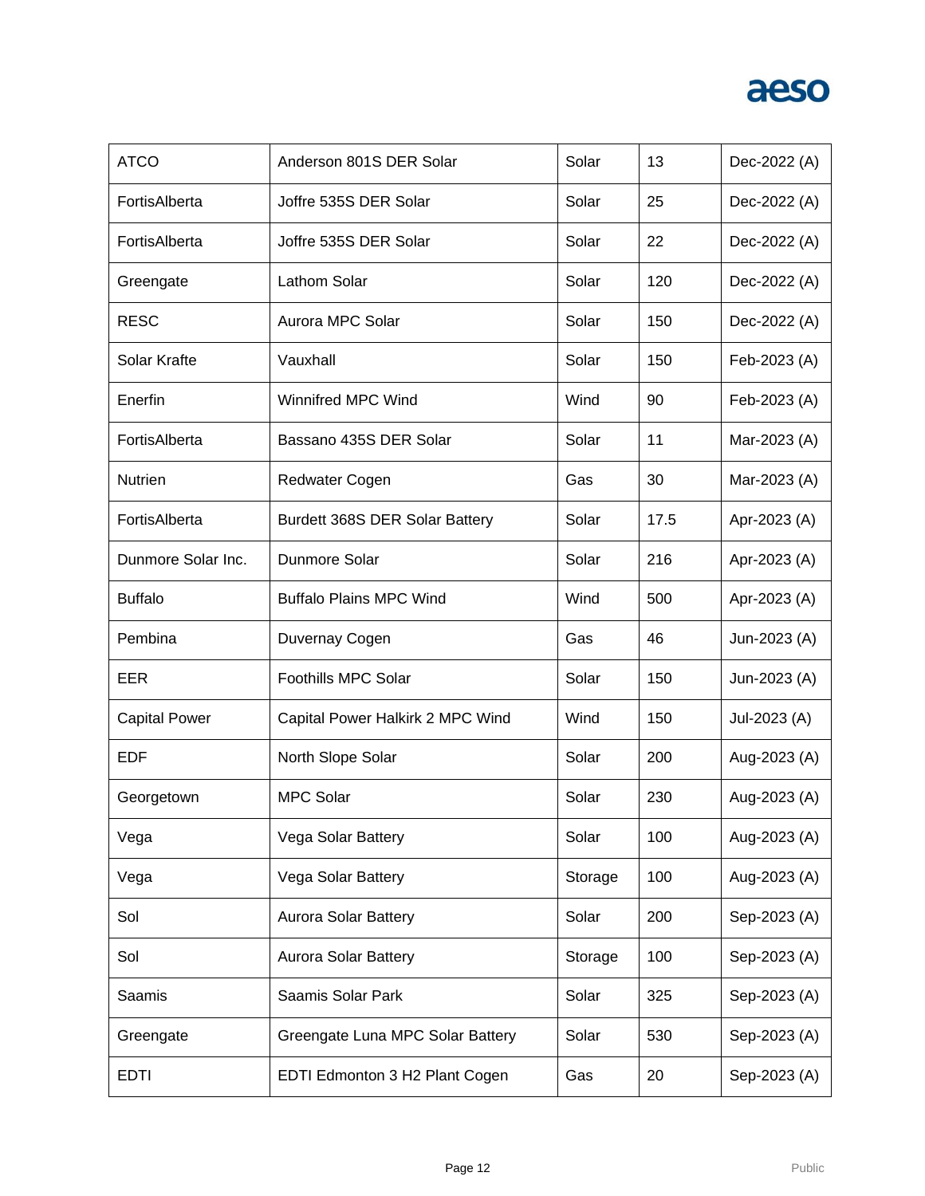| ATCO | Anderson 801S DER Solar | Solar | 13 | Dec-2022 (A) |
|---|---|---|---|---|
| FortisAlberta | Joffre 535S DER Solar | Solar | 25 | Dec-2022 (A) |
| FortisAlberta | Joffre 535S DER Solar | Solar | 22 | Dec-2022 (A) |
| Greengate | Lathom Solar | Solar | 120 | Dec-2022 (A) |
| RESC | Aurora MPC Solar | Solar | 150 | Dec-2022 (A) |
| Solar Krafte | Vauxhall | Solar | 150 | Feb-2023 (A) |
| Enerfin | Winnifred MPC Wind | Wind | 90 | Feb-2023 (A) |
| FortisAlberta | Bassano 435S DER Solar | Solar | 11 | Mar-2023 (A) |
| Nutrien | Redwater Cogen | Gas | 30 | Mar-2023 (A) |
| FortisAlberta | Burdett 368S DER Solar Battery | Solar | 17.5 | Apr-2023 (A) |
| Dunmore Solar Inc. | Dunmore Solar | Solar | 216 | Apr-2023 (A) |
| Buffalo | Buffalo Plains MPC Wind | Wind | 500 | Apr-2023 (A) |
| Pembina | Duvernay Cogen | Gas | 46 | Jun-2023 (A) |
| EER | Foothills MPC Solar | Solar | 150 | Jun-2023 (A) |
| Capital Power | Capital Power Halkirk 2 MPC Wind | Wind | 150 | Jul-2023 (A) |
| EDF | North Slope Solar | Solar | 200 | Aug-2023 (A) |
| Georgetown | MPC Solar | Solar | 230 | Aug-2023 (A) |
| Vega | Vega Solar Battery | Solar | 100 | Aug-2023 (A) |
| Vega | Vega Solar Battery | Storage | 100 | Aug-2023 (A) |
| Sol | Aurora Solar Battery | Solar | 200 | Sep-2023 (A) |
| Sol | Aurora Solar Battery | Storage | 100 | Sep-2023 (A) |
| Saamis | Saamis Solar Park | Solar | 325 | Sep-2023 (A) |
| Greengate | Greengate Luna MPC Solar Battery | Solar | 530 | Sep-2023 (A) |
| EDTI | EDTI Edmonton 3 H2 Plant Cogen | Gas | 20 | Sep-2023 (A) |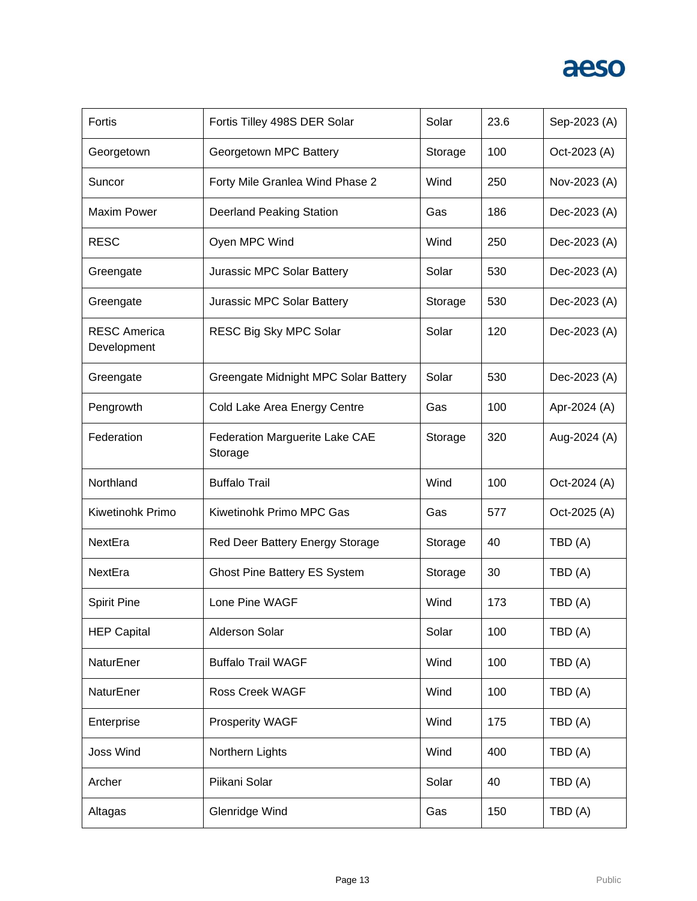| Fortis | Fortis Tilley 498S DER Solar | Solar | 23.6 | Sep-2023 (A) |
|---|---|---|---|---|
| Georgetown | Georgetown MPC Battery | Storage | 100 | Oct-2023 (A) |
| Suncor | Forty Mile Granlea Wind Phase 2 | Wind | 250 | Nov-2023 (A) |
| Maxim Power | Deerland Peaking Station | Gas | 186 | Dec-2023 (A) |
| RESC | Oyen MPC Wind | Wind | 250 | Dec-2023 (A) |
| Greengate | Jurassic MPC Solar Battery | Solar | 530 | Dec-2023 (A) |
| Greengate | Jurassic MPC Solar Battery | Storage | 530 | Dec-2023 (A) |
| RESC America Development | RESC Big Sky MPC Solar | Solar | 120 | Dec-2023 (A) |
| Greengate | Greengate Midnight MPC Solar Battery | Solar | 530 | Dec-2023 (A) |
| Pengrowth | Cold Lake Area Energy Centre | Gas | 100 | Apr-2024 (A) |
| Federation | Federation Marguerite Lake CAE Storage | Storage | 320 | Aug-2024 (A) |
| Northland | Buffalo Trail | Wind | 100 | Oct-2024 (A) |
| Kiwetinohk Primo | Kiwetinohk Primo MPC Gas | Gas | 577 | Oct-2025 (A) |
| NextEra | Red Deer Battery Energy Storage | Storage | 40 | TBD (A) |
| NextEra | Ghost Pine Battery ES System | Storage | 30 | TBD (A) |
| Spirit Pine | Lone Pine WAGF | Wind | 173 | TBD (A) |
| HEP Capital | Alderson Solar | Solar | 100 | TBD (A) |
| NaturEner | Buffalo Trail WAGF | Wind | 100 | TBD (A) |
| NaturEner | Ross Creek WAGF | Wind | 100 | TBD (A) |
| Enterprise | Prosperity WAGF | Wind | 175 | TBD (A) |
| Joss Wind | Northern Lights | Wind | 400 | TBD (A) |
| Archer | Piikani Solar | Solar | 40 | TBD (A) |
| Altagas | Glenridge Wind | Gas | 150 | TBD (A) |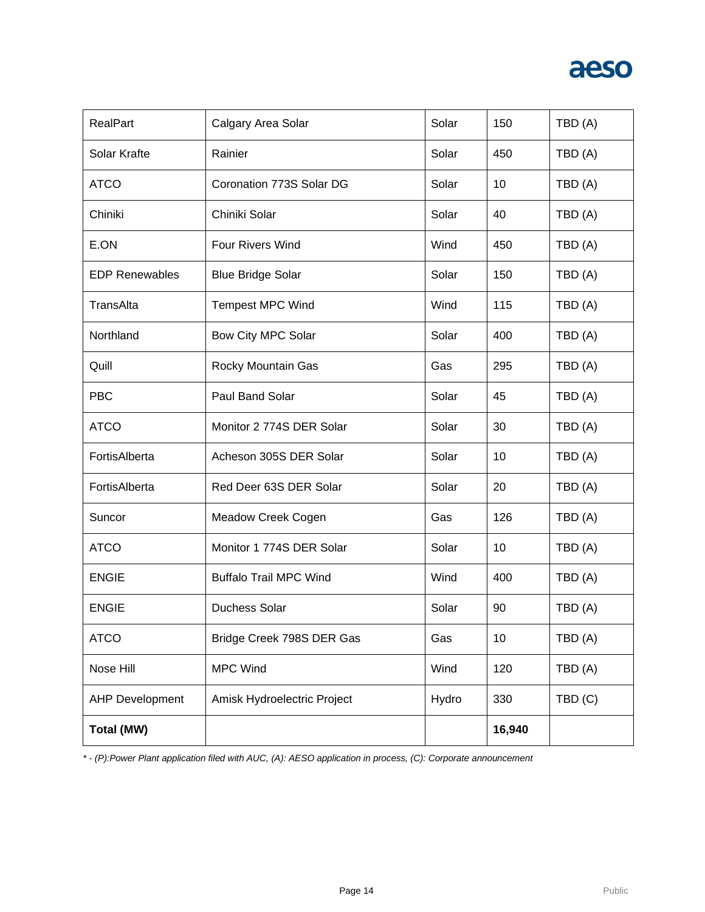| | | | | |
|---|---|---|---|---|
| RealPart | Calgary Area Solar | Solar | 150 | TBD (A) |
| Solar Krafte | Rainier | Solar | 450 | TBD (A) |
| ATCO | Coronation 773S Solar DG | Solar | 10 | TBD (A) |
| Chiniki | Chiniki Solar | Solar | 40 | TBD (A) |
| E.ON | Four Rivers Wind | Wind | 450 | TBD (A) |
| EDP Renewables | Blue Bridge Solar | Solar | 150 | TBD (A) |
| TransAlta | Tempest MPC Wind | Wind | 115 | TBD (A) |
| Northland | Bow City MPC Solar | Solar | 400 | TBD (A) |
| Quill | Rocky Mountain Gas | Gas | 295 | TBD (A) |
| PBC | Paul Band Solar | Solar | 45 | TBD (A) |
| ATCO | Monitor 2 774S DER Solar | Solar | 30 | TBD (A) |
| FortisAlberta | Acheson 305S DER Solar | Solar | 10 | TBD (A) |
| FortisAlberta | Red Deer 63S DER Solar | Solar | 20 | TBD (A) |
| Suncor | Meadow Creek Cogen | Gas | 126 | TBD (A) |
| ATCO | Monitor 1 774S DER Solar | Solar | 10 | TBD (A) |
| ENGIE | Buffalo Trail MPC Wind | Wind | 400 | TBD (A) |
| ENGIE | Duchess Solar | Solar | 90 | TBD (A) |
| ATCO | Bridge Creek 798S DER Gas | Gas | 10 | TBD (A) |
| Nose Hill | MPC Wind | Wind | 120 | TBD (A) |
| AHP Development | Amisk Hydroelectric Project | Hydro | 330 | TBD (C) |
| **Total (MW)** | | | **16,940** | |

*\* - (P):Power Plant application filed with AUC, (A): AESO application in process, (C): Corporate announcement*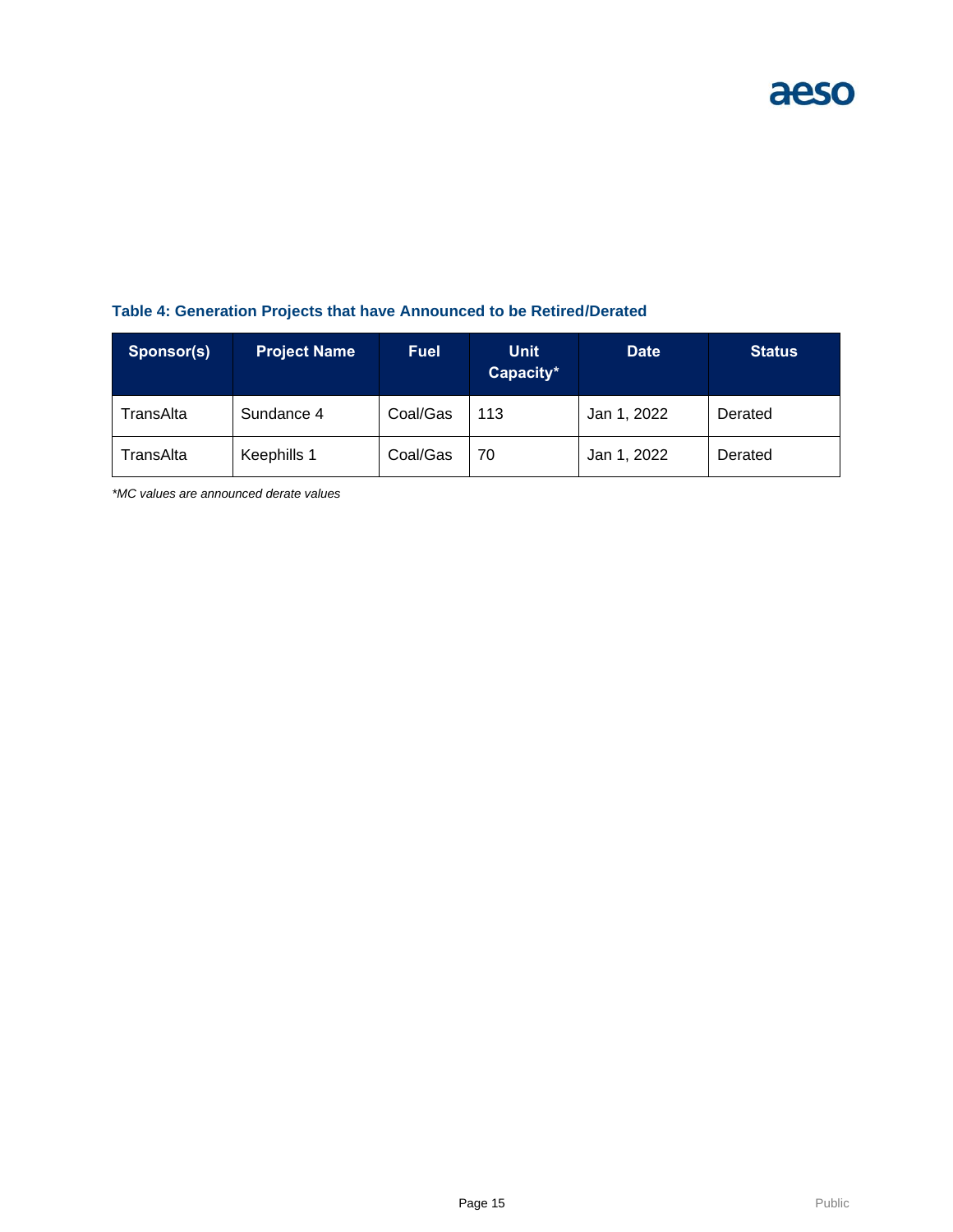**Table 4: Generation Projects that have Announced to be Retired/Derated**

| Sponsor(s) | Project Name | Fuel | Unit Capacity* | Date | Status |
|---|---|---|---|---|---|
| TransAlta | Sundance 4 | Coal/Gas | 113 | Jan 1, 2022 | Derated |
| TransAlta | Keephills 1 | Coal/Gas | 70 | Jan 1, 2022 | Derated |

*\*MC values are announced derate values*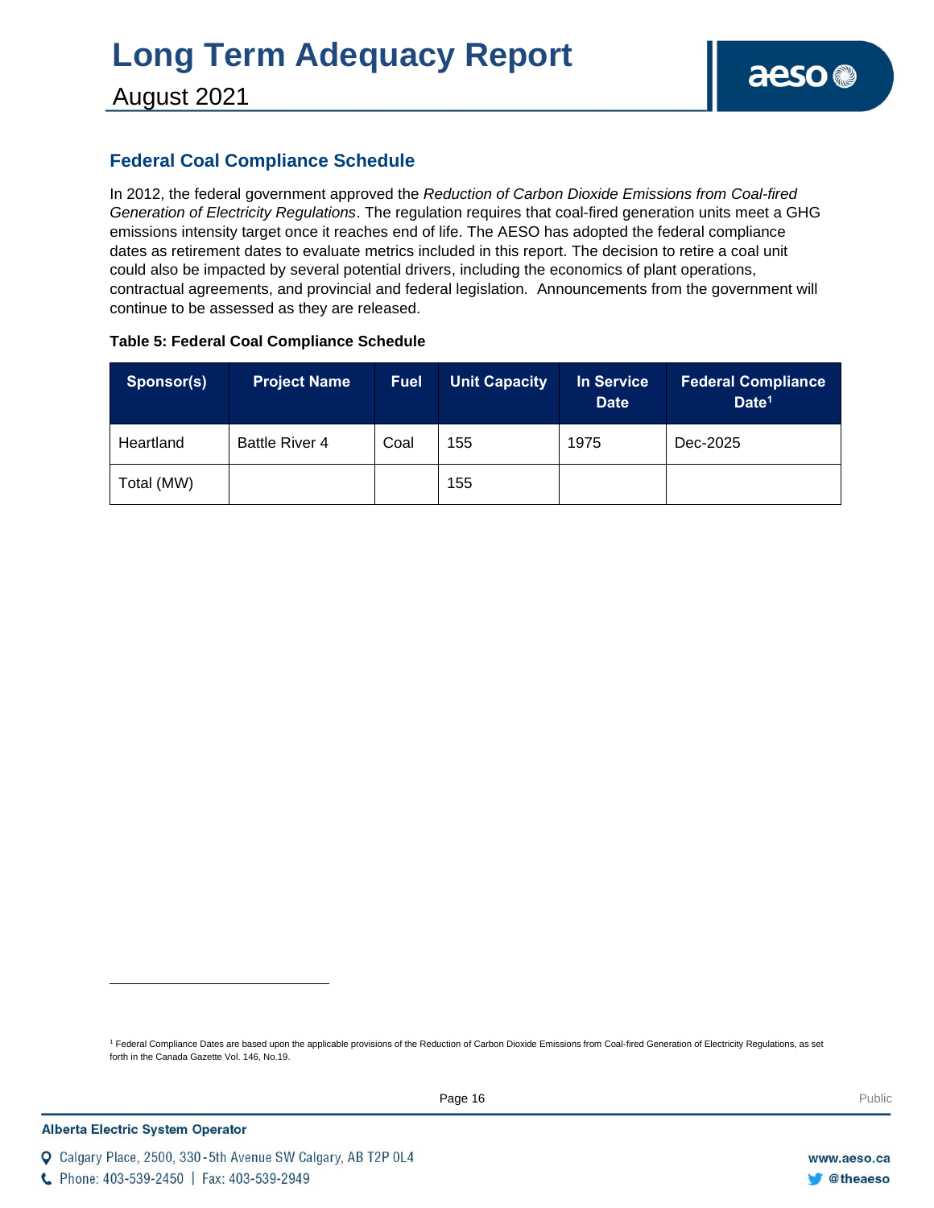## Federal Coal Compliance Schedule

In 2012, the federal government approved the *Reduction of Carbon Dioxide Emissions from Coal-fired Generation of Electricity Regulations*. The regulation requires that coal-fired generation units meet a GHG emissions intensity target once it reaches end of life. The AESO has adopted the federal compliance dates as retirement dates to evaluate metrics included in this report. The decision to retire a coal unit could also be impacted by several potential drivers, including the economics of plant operations, contractual agreements, and provincial and federal legislation. Announcements from the government will continue to be assessed as they are released.

**Table 5: Federal Coal Compliance Schedule**

| Sponsor(s) | Project Name | Fuel | Unit Capacity | In Service Date | Federal Compliance Date[1] |
|---|---|---|---|---|---|
| Heartland | Battle River 4 | Coal | 155 | 1975 | Dec-2025 |
| Total (MW) | | | 155 | | |

[1] Federal Compliance Dates are based upon the applicable provisions of the Reduction of Carbon Dioxide Emissions from Coal-fired Generation of Electricity Regulations, as set forth in the Canada Gazette Vol. 146, No.19.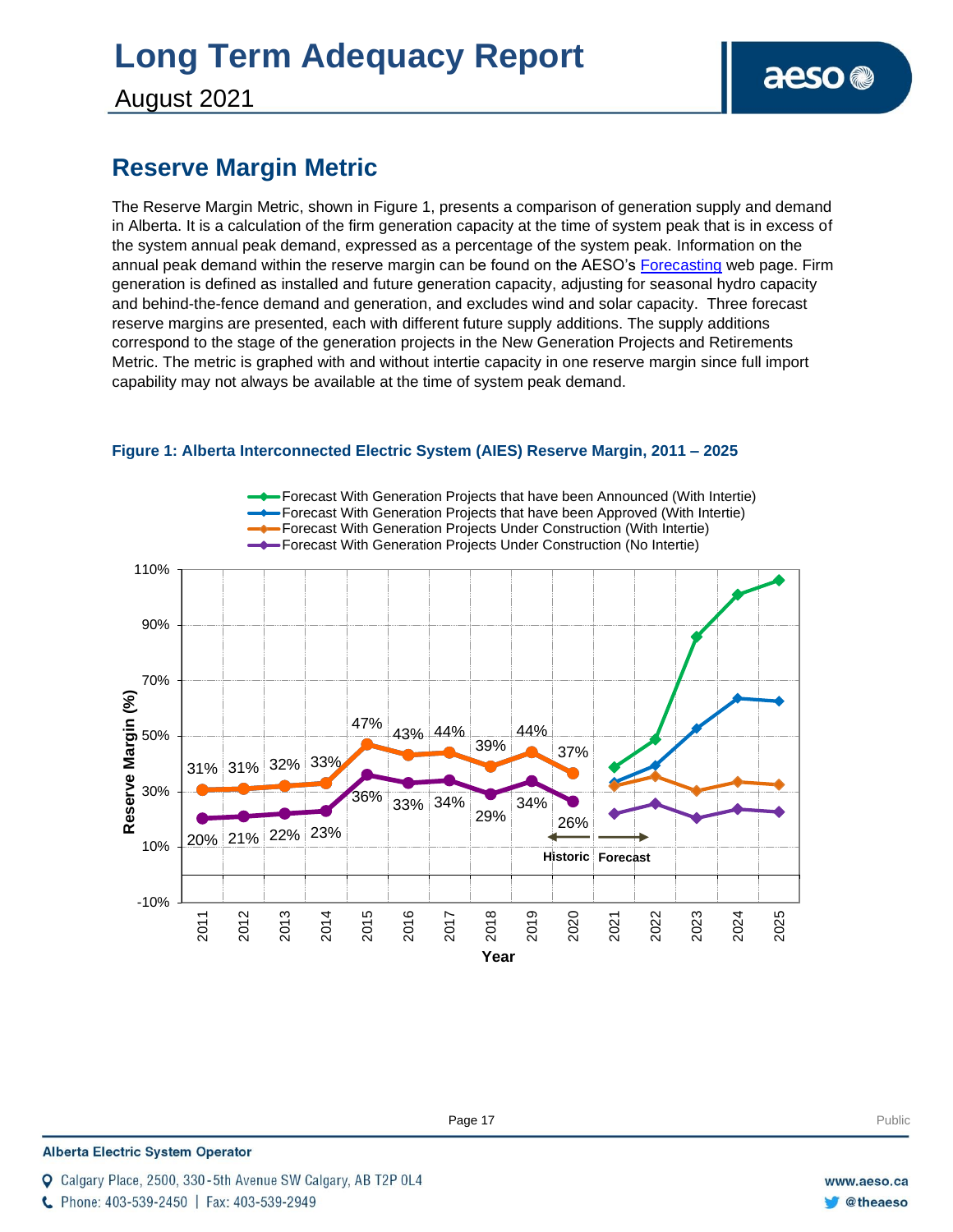## Reserve Margin Metric

The Reserve Margin Metric, shown in Figure 1, presents a comparison of generation supply and demand in Alberta. It is a calculation of the firm generation capacity at the time of system peak that is in excess of the system annual peak demand, expressed as a percentage of the system peak. Information on the annual peak demand within the reserve margin can be found on the AESO's Forecasting web page. Firm generation is defined as installed and future generation capacity, adjusting for seasonal hydro capacity and behind-the-fence demand and generation, and excludes wind and solar capacity. Three forecast reserve margins are presented, each with different future supply additions. The supply additions correspond to the stage of the generation projects in the New Generation Projects and Retirements Metric. The metric is graphed with and without intertie capacity in one reserve margin since full import capability may not always be available at the time of system peak demand.

**Figure 1: Alberta Interconnected Electric System (AIES) Reserve Margin, 2011 – 2025**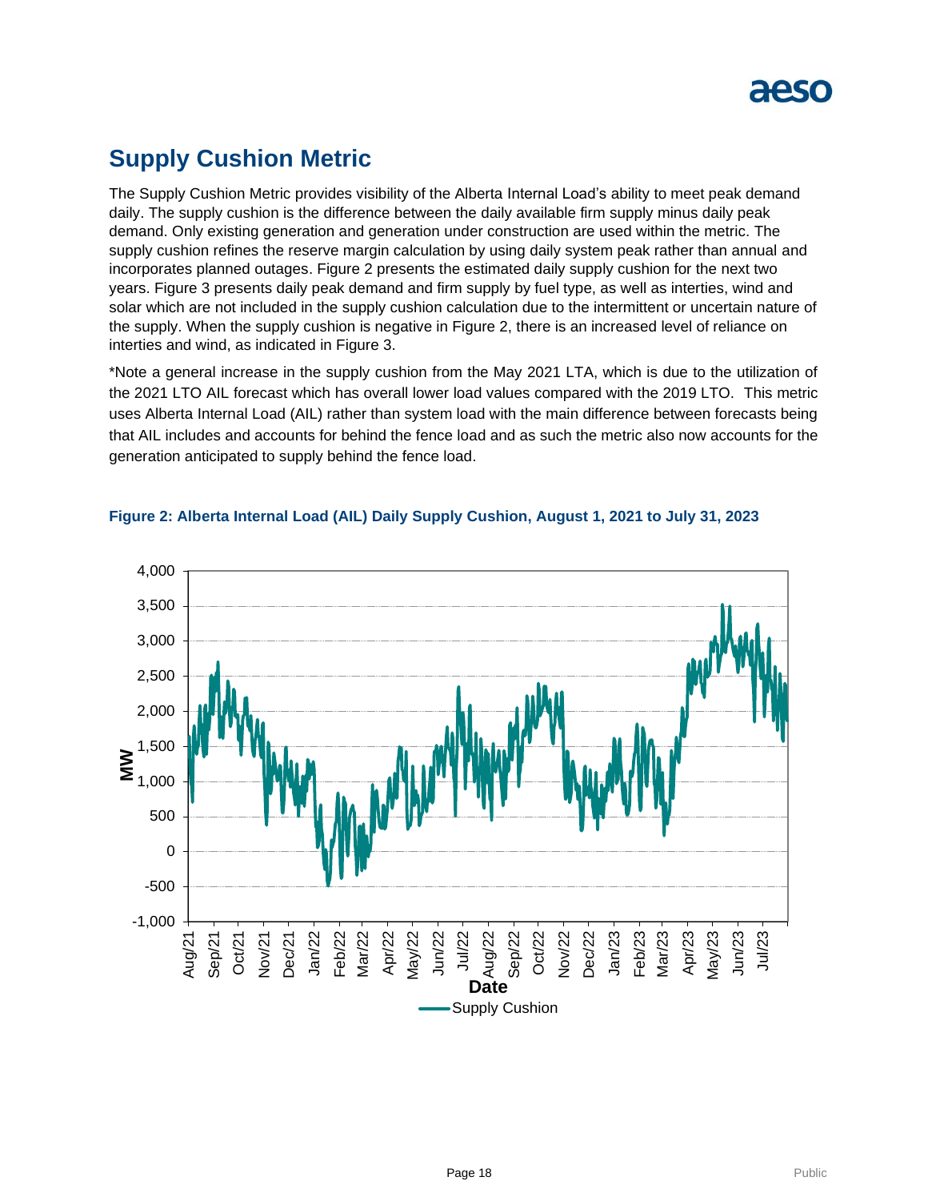## Supply Cushion Metric

The Supply Cushion Metric provides visibility of the Alberta Internal Load's ability to meet peak demand daily. The supply cushion is the difference between the daily available firm supply minus daily peak demand. Only existing generation and generation under construction are used within the metric. The supply cushion refines the reserve margin calculation by using daily system peak rather than annual and incorporates planned outages. Figure 2 presents the estimated daily supply cushion for the next two years. Figure 3 presents daily peak demand and firm supply by fuel type, as well as interties, wind and solar which are not included in the supply cushion calculation due to the intermittent or uncertain nature of the supply. When the supply cushion is negative in Figure 2, there is an increased level of reliance on interties and wind, as indicated in Figure 3.

*Note a general increase in the supply cushion from the May 2021 LTA, which is due to the utilization of the 2021 LTO AIL forecast which has overall lower load values compared with the 2019 LTO. This metric uses Alberta Internal Load (AIL) rather than system load with the main difference between forecasts being that AIL includes and accounts for behind the fence load and as such the metric also now accounts for the generation anticipated to supply behind the fence load.

**Figure 2: Alberta Internal Load (AIL) Daily Supply Cushion, August 1, 2021 to July 31, 2023**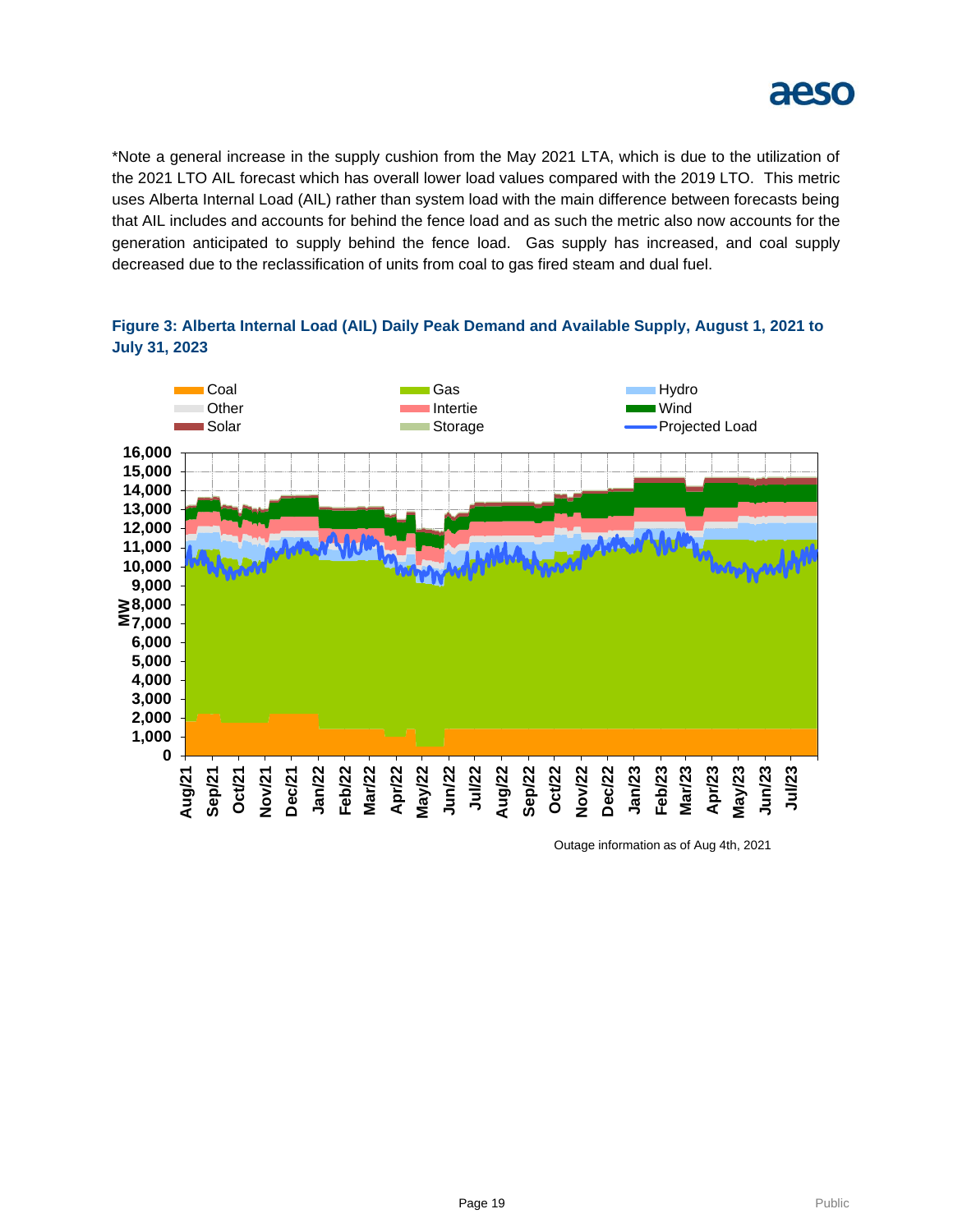*Note a general increase in the supply cushion from the May 2021 LTA, which is due to the utilization of the 2021 LTO AIL forecast which has overall lower load values compared with the 2019 LTO. This metric uses Alberta Internal Load (AIL) rather than system load with the main difference between forecasts being that AIL includes and accounts for behind the fence load and as such the metric also now accounts for the generation anticipated to supply behind the fence load. Gas supply has increased, and coal supply decreased due to the reclassification of units from coal to gas fired steam and dual fuel.

### Figure 3: Alberta Internal Load (AIL) Daily Peak Demand and Available Supply, August 1, 2021 to July 31, 2023

Outage information as of Aug 4th, 2021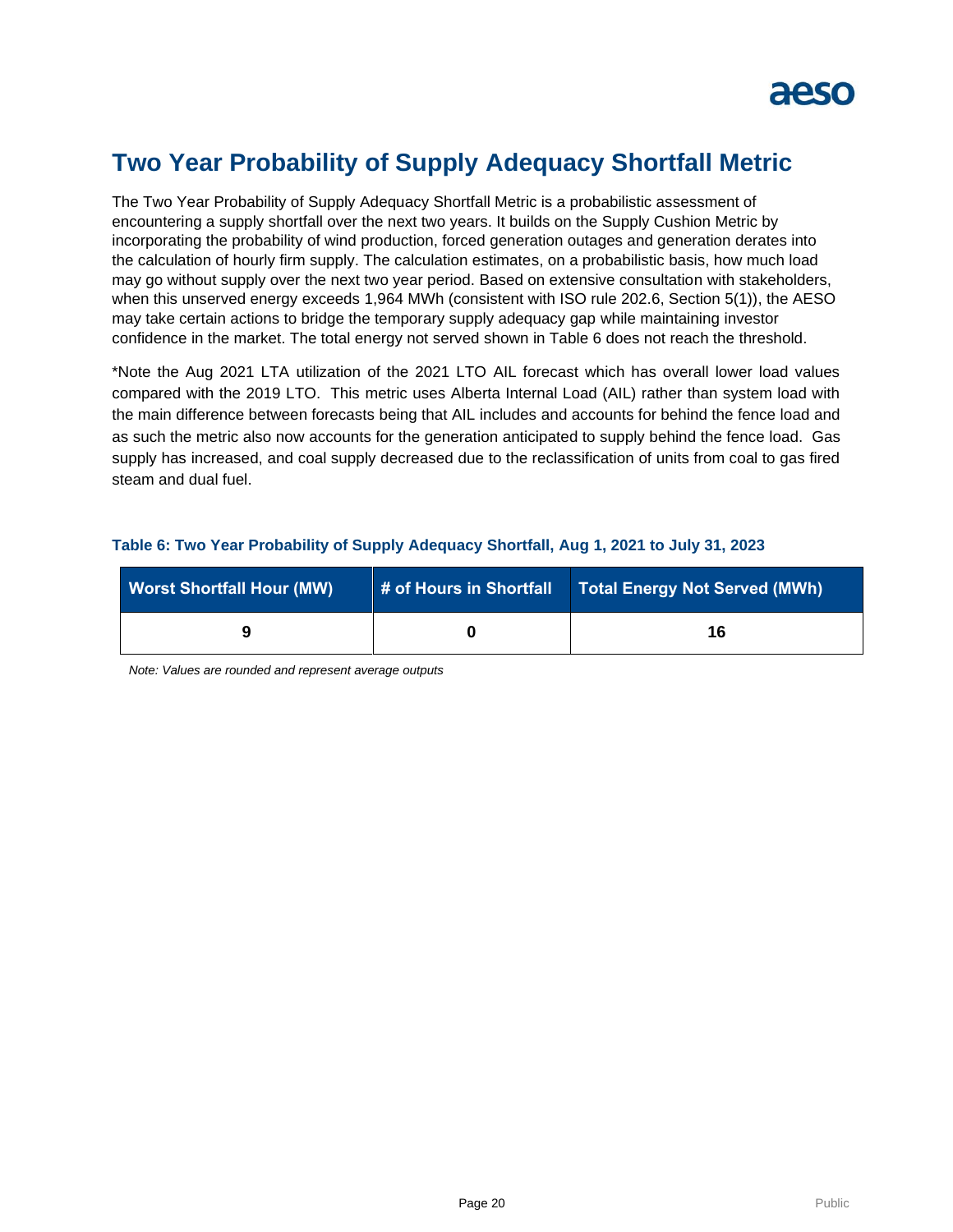# Two Year Probability of Supply Adequacy Shortfall Metric

The Two Year Probability of Supply Adequacy Shortfall Metric is a probabilistic assessment of encountering a supply shortfall over the next two years. It builds on the Supply Cushion Metric by incorporating the probability of wind production, forced generation outages and generation derates into the calculation of hourly firm supply. The calculation estimates, on a probabilistic basis, how much load may go without supply over the next two year period. Based on extensive consultation with stakeholders, when this unserved energy exceeds 1,964 MWh (consistent with ISO rule 202.6, Section 5(1)), the AESO may take certain actions to bridge the temporary supply adequacy gap while maintaining investor confidence in the market. The total energy not served shown in Table 6 does not reach the threshold.

*Note the Aug 2021 LTA utilization of the 2021 LTO AIL forecast which has overall lower load values compared with the 2019 LTO. This metric uses Alberta Internal Load (AIL) rather than system load with the main difference between forecasts being that AIL includes and accounts for behind the fence load and as such the metric also now accounts for the generation anticipated to supply behind the fence load. Gas supply has increased, and coal supply decreased due to the reclassification of units from coal to gas fired steam and dual fuel.

**Table 6: Two Year Probability of Supply Adequacy Shortfall, Aug 1, 2021 to July 31, 2023**

| Worst Shortfall Hour (MW) | # of Hours in Shortfall | Total Energy Not Served (MWh) |
|---|---|---|
| 9 | 0 | 16 |

*Note: Values are rounded and represent average outputs*